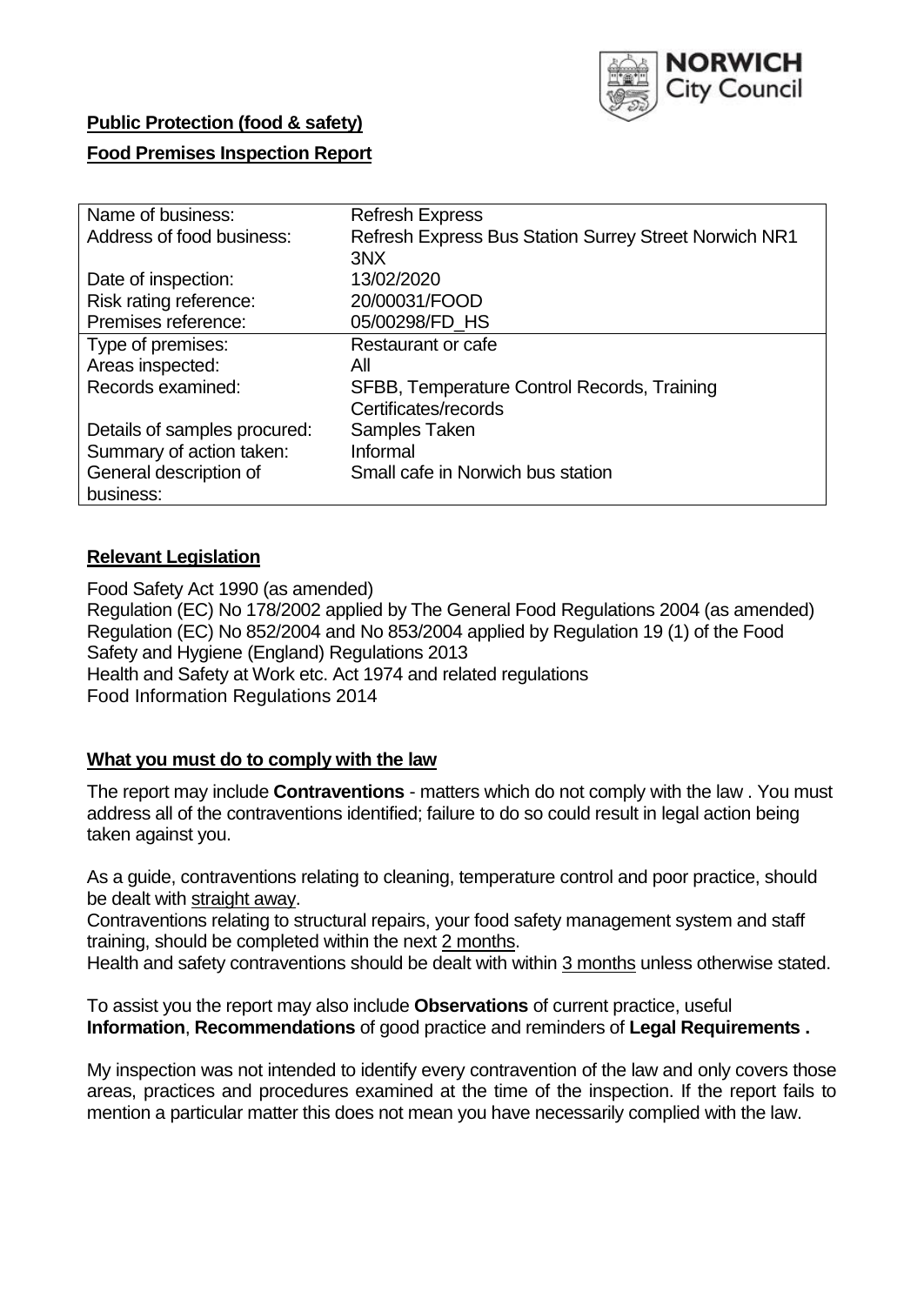NORWICH City Council

**Public Protection (food & safety)**

**Food Premises Inspection Report**

| Name of business: | Refresh Express |
|---|---|
| Address of food business: | Refresh Express Bus Station Surrey Street Norwich NR1 3NX |
| Date of inspection: | 13/02/2020 |
| Risk rating reference: | 20/00031/FOOD |
| Premises reference: | 05/00298/FD_HS |
| Type of premises: | Restaurant or cafe |
| Areas inspected: | All |
| Records examined: | SFBB, Temperature Control Records, Training Certificates/records |
| Details of samples procured: | Samples Taken |
| Summary of action taken: | Informal |
| General description of business: | Small cafe in Norwich bus station |

## Relevant Legislation

Food Safety Act 1990 (as amended)
Regulation (EC) No 178/2002 applied by The General Food Regulations 2004 (as amended)
Regulation (EC) No 852/2004 and No 853/2004 applied by Regulation 19 (1) of the Food Safety and Hygiene (England) Regulations 2013
Health and Safety at Work etc. Act 1974 and related regulations
Food Information Regulations 2014

## What you must do to comply with the law

The report may include **Contraventions** - matters which do not comply with the law . You must address all of the contraventions identified; failure to do so could result in legal action being taken against you.

As a guide, contraventions relating to cleaning, temperature control and poor practice, should be dealt with straight away.
Contraventions relating to structural repairs, your food safety management system and staff training, should be completed within the next 2 months.
Health and safety contraventions should be dealt with within 3 months unless otherwise stated.

To assist you the report may also include **Observations** of current practice, useful **Information**, **Recommendations** of good practice and reminders of **Legal Requirements .**

My inspection was not intended to identify every contravention of the law and only covers those areas, practices and procedures examined at the time of the inspection. If the report fails to mention a particular matter this does not mean you have necessarily complied with the law.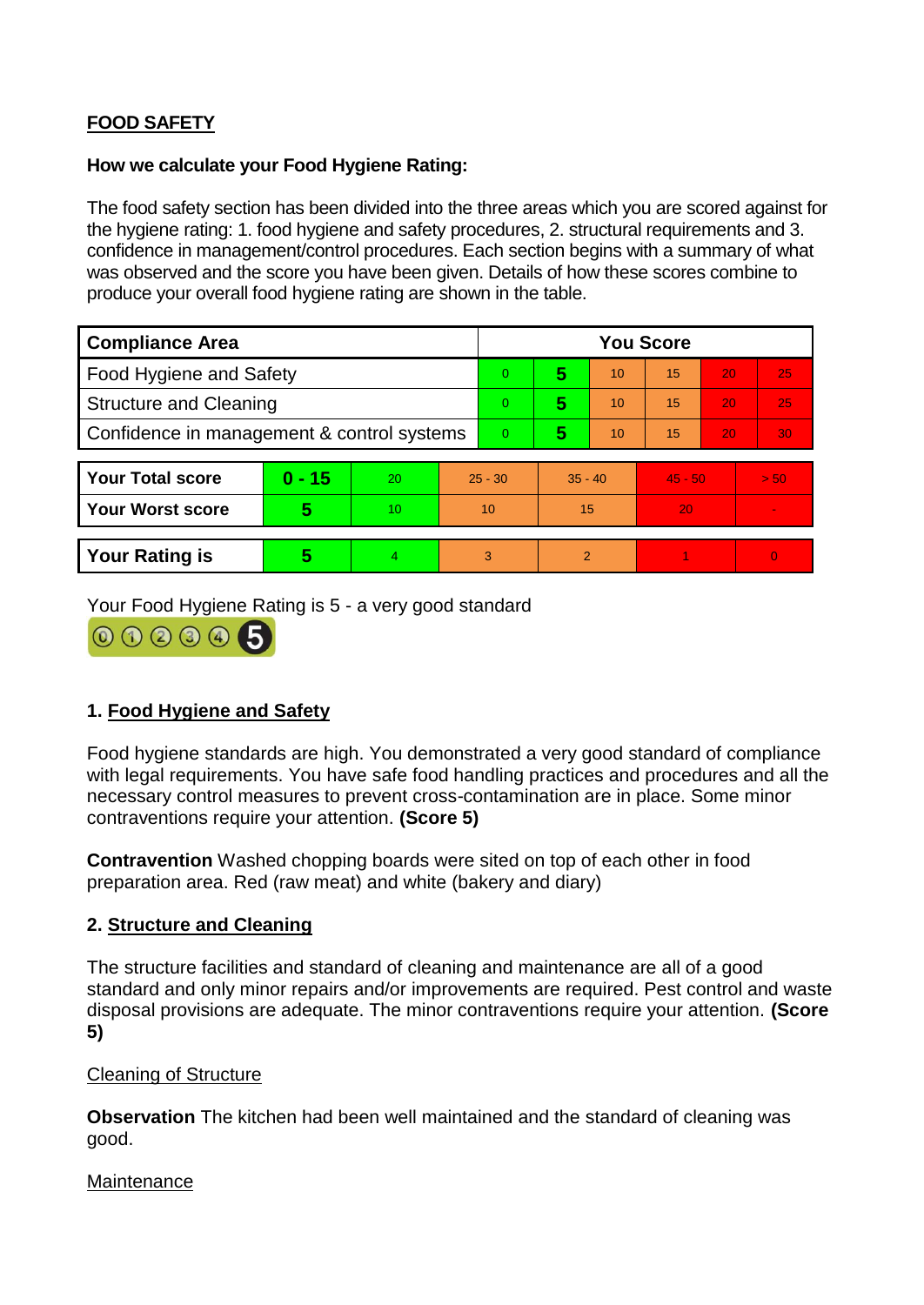**FOOD SAFETY**

**How we calculate your Food Hygiene Rating:**

The food safety section has been divided into the three areas which you are scored against for the hygiene rating: 1. food hygiene and safety procedures, 2. structural requirements and 3. confidence in management/control procedures. Each section begins with a summary of what was observed and the score you have been given. Details of how these scores combine to produce your overall food hygiene rating are shown in the table.

| Compliance Area | You Score | | | | | |
|---|---|---|---|---|---|---|
| Food Hygiene and Safety | 0 | **5** | 10 | 15 | 20 | 25 |
| Structure and Cleaning | 0 | **5** | 10 | 15 | 20 | 25 |
| Confidence in management & control systems | 0 | **5** | 10 | 15 | 20 | 30 |

| | | | | | | |
|---|---|---|---|---|---|---|
| **Your Total score** | **0 - 15** | 20 | 25 - 30 | 35 - 40 | 45 - 50 | > 50 |
| **Your Worst score** | **5** | 10 | 10 | 15 | 20 | - |

| | | | | | | |
|---|---|---|---|---|---|---|
| **Your Rating is** | **5** | 4 | 3 | 2 | 1 | 0 |

Your Food Hygiene Rating is 5 - a very good standard

## 1. Food Hygiene and Safety

Food hygiene standards are high. You demonstrated a very good standard of compliance with legal requirements. You have safe food handling practices and procedures and all the necessary control measures to prevent cross-contamination are in place. Some minor contraventions require your attention. **(Score 5)**

**Contravention** Washed chopping boards were sited on top of each other in food preparation area. Red (raw meat) and white (bakery and diary)

## 2. Structure and Cleaning

The structure facilities and standard of cleaning and maintenance are all of a good standard and only minor repairs and/or improvements are required. Pest control and waste disposal provisions are adequate. The minor contraventions require your attention. **(Score 5)**

Cleaning of Structure

**Observation** The kitchen had been well maintained and the standard of cleaning was good.

Maintenance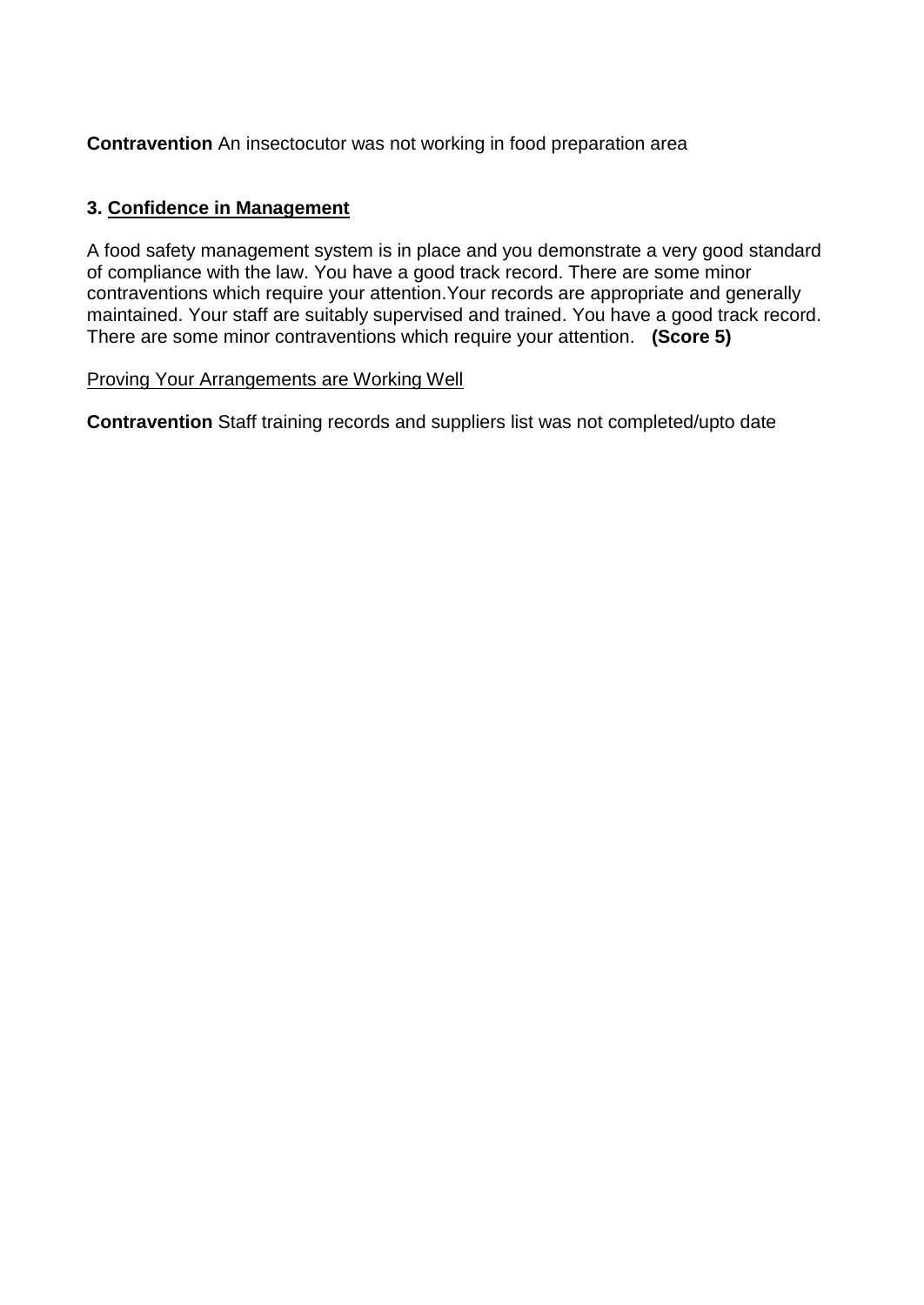**Contravention** An insectocutor was not working in food preparation area

### 3. Confidence in Management

A food safety management system is in place and you demonstrate a very good standard of compliance with the law. You have a good track record. There are some minor contraventions which require your attention.Your records are appropriate and generally maintained. Your staff are suitably supervised and trained. You have a good track record. There are some minor contraventions which require your attention.   **(Score 5)**

Proving Your Arrangements are Working Well

**Contravention** Staff training records and suppliers list was not completed/upto date